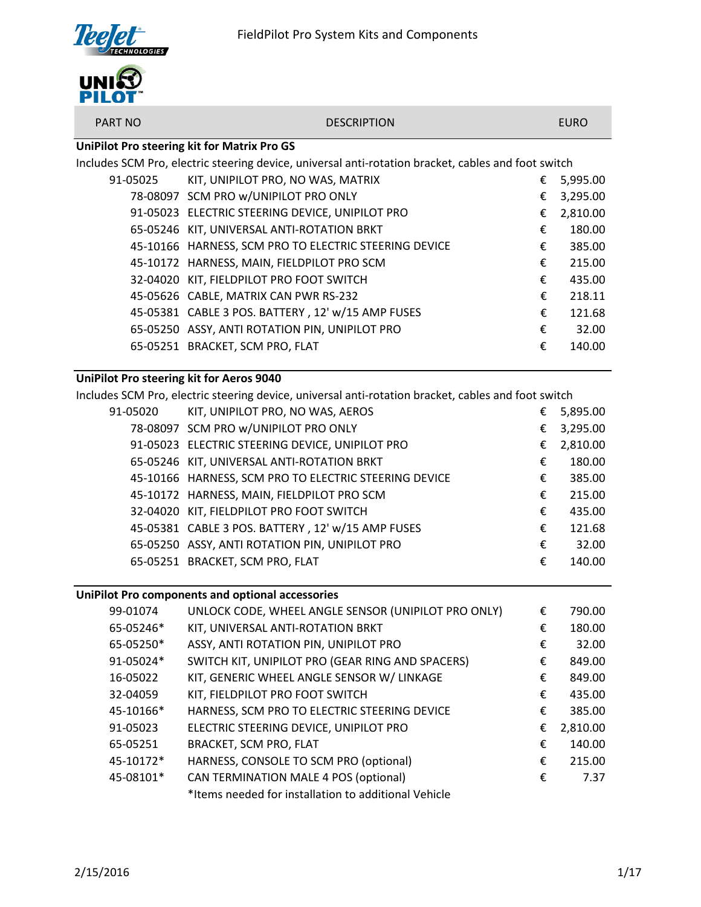# FieldPilot Pro System Kits and Components

| PART NO | DESCRIPTION | EURO |
|---|---|---|
| **UniPilot Pro steering kit for Matrix Pro GS** | | |
| Includes SCM Pro, electric steering device, universal anti-rotation bracket, cables and foot switch | | |
| 91-05025 | KIT, UNIPILOT PRO, NO WAS, MATRIX | € 5,995.00 |
| 78-08097 | SCM PRO w/UNIPILOT PRO ONLY | € 3,295.00 |
| 91-05023 | ELECTRIC STEERING DEVICE, UNIPILOT PRO | € 2,810.00 |
| 65-05246 | KIT, UNIVERSAL ANTI-ROTATION BRKT | € 180.00 |
| 45-10166 | HARNESS, SCM PRO TO ELECTRIC STEERING DEVICE | € 385.00 |
| 45-10172 | HARNESS, MAIN, FIELDPILOT PRO SCM | € 215.00 |
| 32-04020 | KIT, FIELDPILOT PRO FOOT SWITCH | € 435.00 |
| 45-05626 | CABLE, MATRIX CAN PWR RS-232 | € 218.11 |
| 45-05381 | CABLE 3 POS. BATTERY , 12' w/15 AMP FUSES | € 121.68 |
| 65-05250 | ASSY, ANTI ROTATION PIN, UNIPILOT PRO | € 32.00 |
| 65-05251 | BRACKET, SCM PRO, FLAT | € 140.00 |
| **UniPilot Pro steering kit for Aeros 9040** | | |
| Includes SCM Pro, electric steering device, universal anti-rotation bracket, cables and foot switch | | |
| 91-05020 | KIT, UNIPILOT PRO, NO WAS, AEROS | € 5,895.00 |
| 78-08097 | SCM PRO w/UNIPILOT PRO ONLY | € 3,295.00 |
| 91-05023 | ELECTRIC STEERING DEVICE, UNIPILOT PRO | € 2,810.00 |
| 65-05246 | KIT, UNIVERSAL ANTI-ROTATION BRKT | € 180.00 |
| 45-10166 | HARNESS, SCM PRO TO ELECTRIC STEERING DEVICE | € 385.00 |
| 45-10172 | HARNESS, MAIN, FIELDPILOT PRO SCM | € 215.00 |
| 32-04020 | KIT, FIELDPILOT PRO FOOT SWITCH | € 435.00 |
| 45-05381 | CABLE 3 POS. BATTERY , 12' w/15 AMP FUSES | € 121.68 |
| 65-05250 | ASSY, ANTI ROTATION PIN, UNIPILOT PRO | € 32.00 |
| 65-05251 | BRACKET, SCM PRO, FLAT | € 140.00 |
| **UniPilot Pro components and optional accessories** | | |
| 99-01074 | UNLOCK CODE, WHEEL ANGLE SENSOR (UNIPILOT PRO ONLY) | € 790.00 |
| 65-05246* | KIT, UNIVERSAL ANTI-ROTATION BRKT | € 180.00 |
| 65-05250* | ASSY, ANTI ROTATION PIN, UNIPILOT PRO | € 32.00 |
| 91-05024* | SWITCH KIT, UNIPILOT PRO (GEAR RING AND SPACERS) | € 849.00 |
| 16-05022 | KIT, GENERIC WHEEL ANGLE SENSOR W/ LINKAGE | € 849.00 |
| 32-04059 | KIT, FIELDPILOT PRO FOOT SWITCH | € 435.00 |
| 45-10166* | HARNESS, SCM PRO TO ELECTRIC STEERING DEVICE | € 385.00 |
| 91-05023 | ELECTRIC STEERING DEVICE, UNIPILOT PRO | € 2,810.00 |
| 65-05251 | BRACKET, SCM PRO, FLAT | € 140.00 |
| 45-10172* | HARNESS, CONSOLE TO SCM PRO (optional) | € 215.00 |
| 45-08101* | CAN TERMINATION MALE 4 POS (optional) | € 7.37 |
| | *Items needed for installation to additional Vehicle | |

2/15/2016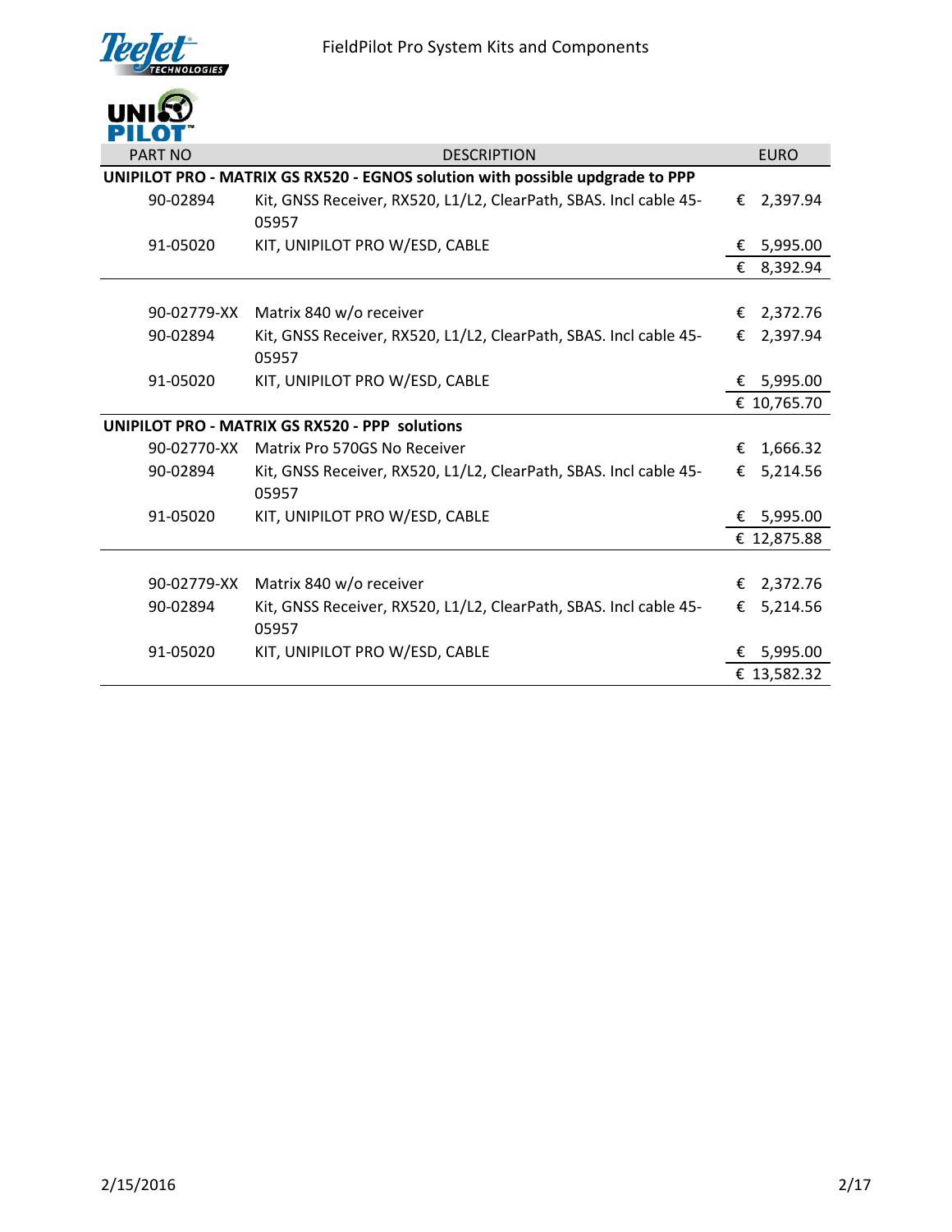# FieldPilot Pro System Kits and Components

UNIPILOT

| PART NO | DESCRIPTION | EURO |
|---|---|---|
| **UNIPILOT PRO - MATRIX GS RX520 - EGNOS solution with possible updgrade to PPP** | | |
| 90-02894 | Kit, GNSS Receiver, RX520, L1/L2, ClearPath, SBAS. Incl cable 45-05957 | € 2,397.94 |
| 91-05020 | KIT, UNIPILOT PRO W/ESD, CABLE | € 5,995.00 |
| | | € 8,392.94 |
| | | |
| 90-02779-XX | Matrix 840 w/o receiver | € 2,372.76 |
| 90-02894 | Kit, GNSS Receiver, RX520, L1/L2, ClearPath, SBAS. Incl cable 45-05957 | € 2,397.94 |
| 91-05020 | KIT, UNIPILOT PRO W/ESD, CABLE | € 5,995.00 |
| | | € 10,765.70 |
| **UNIPILOT PRO - MATRIX GS RX520 - PPP solutions** | | |
| 90-02770-XX | Matrix Pro 570GS No Receiver | € 1,666.32 |
| 90-02894 | Kit, GNSS Receiver, RX520, L1/L2, ClearPath, SBAS. Incl cable 45-05957 | € 5,214.56 |
| 91-05020 | KIT, UNIPILOT PRO W/ESD, CABLE | € 5,995.00 |
| | | € 12,875.88 |
| | | |
| 90-02779-XX | Matrix 840 w/o receiver | € 2,372.76 |
| 90-02894 | Kit, GNSS Receiver, RX520, L1/L2, ClearPath, SBAS. Incl cable 45-05957 | € 5,214.56 |
| 91-05020 | KIT, UNIPILOT PRO W/ESD, CABLE | € 5,995.00 |
| | | € 13,582.32 |

2/15/2016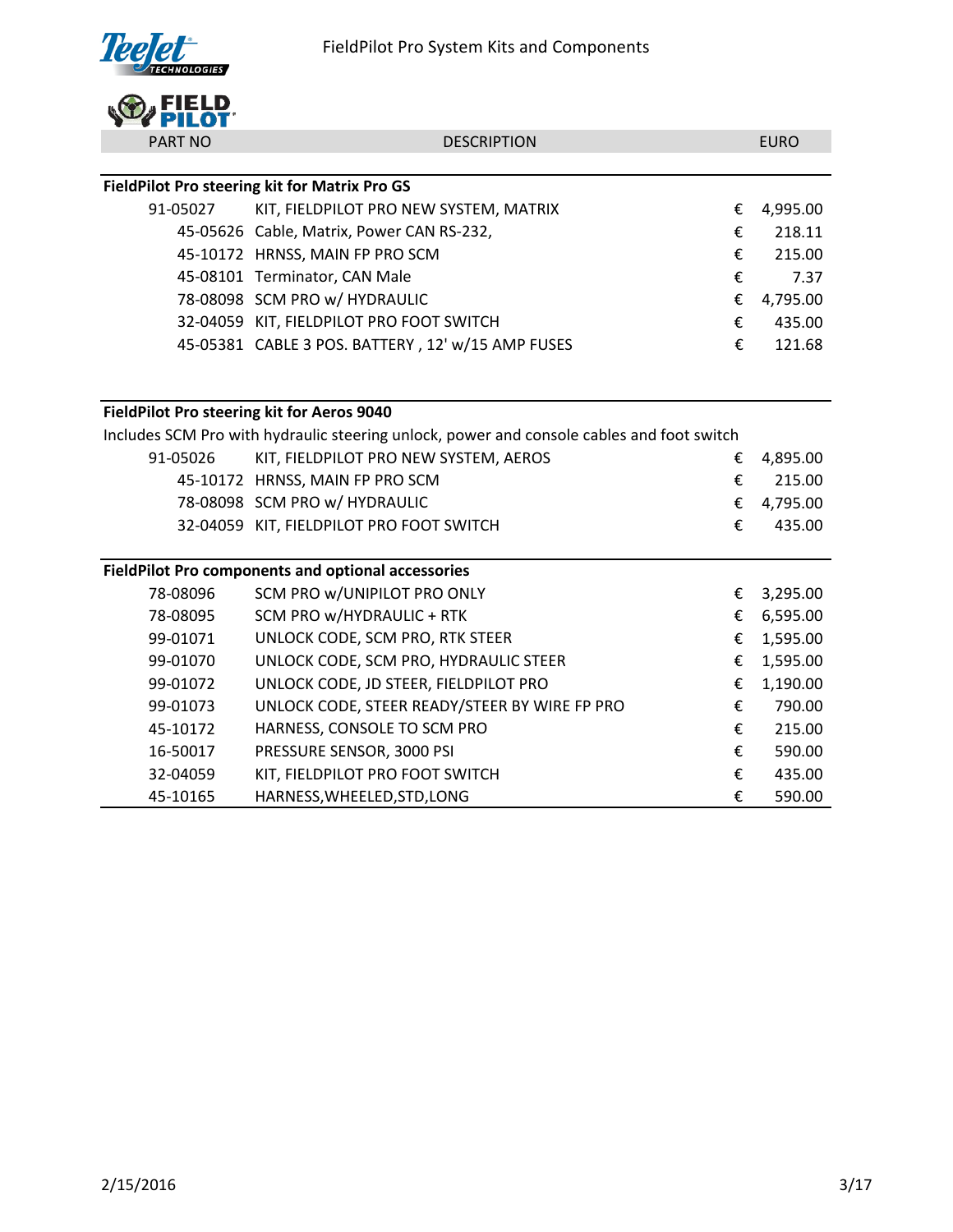# FieldPilot Pro System Kits and Components

| PART NO | DESCRIPTION | EURO |
|---|---|---|
| **FieldPilot Pro steering kit for Matrix Pro GS** | | |
| 91-05027 | KIT, FIELDPILOT PRO NEW SYSTEM, MATRIX | € 4,995.00 |
| 45-05626 | Cable, Matrix, Power CAN RS-232, | € 218.11 |
| 45-10172 | HRNSS, MAIN FP PRO SCM | € 215.00 |
| 45-08101 | Terminator, CAN Male | € 7.37 |
| 78-08098 | SCM PRO w/ HYDRAULIC | € 4,795.00 |
| 32-04059 | KIT, FIELDPILOT PRO FOOT SWITCH | € 435.00 |
| 45-05381 | CABLE 3 POS. BATTERY , 12' w/15 AMP FUSES | € 121.68 |
| **FieldPilot Pro steering kit for Aeros 9040** | | |
| Includes SCM Pro with hydraulic steering unlock, power and console cables and foot switch | | |
| 91-05026 | KIT, FIELDPILOT PRO NEW SYSTEM, AEROS | € 4,895.00 |
| 45-10172 | HRNSS, MAIN FP PRO SCM | € 215.00 |
| 78-08098 | SCM PRO w/ HYDRAULIC | € 4,795.00 |
| 32-04059 | KIT, FIELDPILOT PRO FOOT SWITCH | € 435.00 |
| **FieldPilot Pro components and optional accessories** | | |
| 78-08096 | SCM PRO w/UNIPILOT PRO ONLY | € 3,295.00 |
| 78-08095 | SCM PRO w/HYDRAULIC + RTK | € 6,595.00 |
| 99-01071 | UNLOCK CODE, SCM PRO, RTK STEER | € 1,595.00 |
| 99-01070 | UNLOCK CODE, SCM PRO, HYDRAULIC STEER | € 1,595.00 |
| 99-01072 | UNLOCK CODE, JD STEER, FIELDPILOT PRO | € 1,190.00 |
| 99-01073 | UNLOCK CODE, STEER READY/STEER BY WIRE FP PRO | € 790.00 |
| 45-10172 | HARNESS, CONSOLE TO SCM PRO | € 215.00 |
| 16-50017 | PRESSURE SENSOR, 3000 PSI | € 590.00 |
| 32-04059 | KIT, FIELDPILOT PRO FOOT SWITCH | € 435.00 |
| 45-10165 | HARNESS,WHEELED,STD,LONG | € 590.00 |

2/15/2016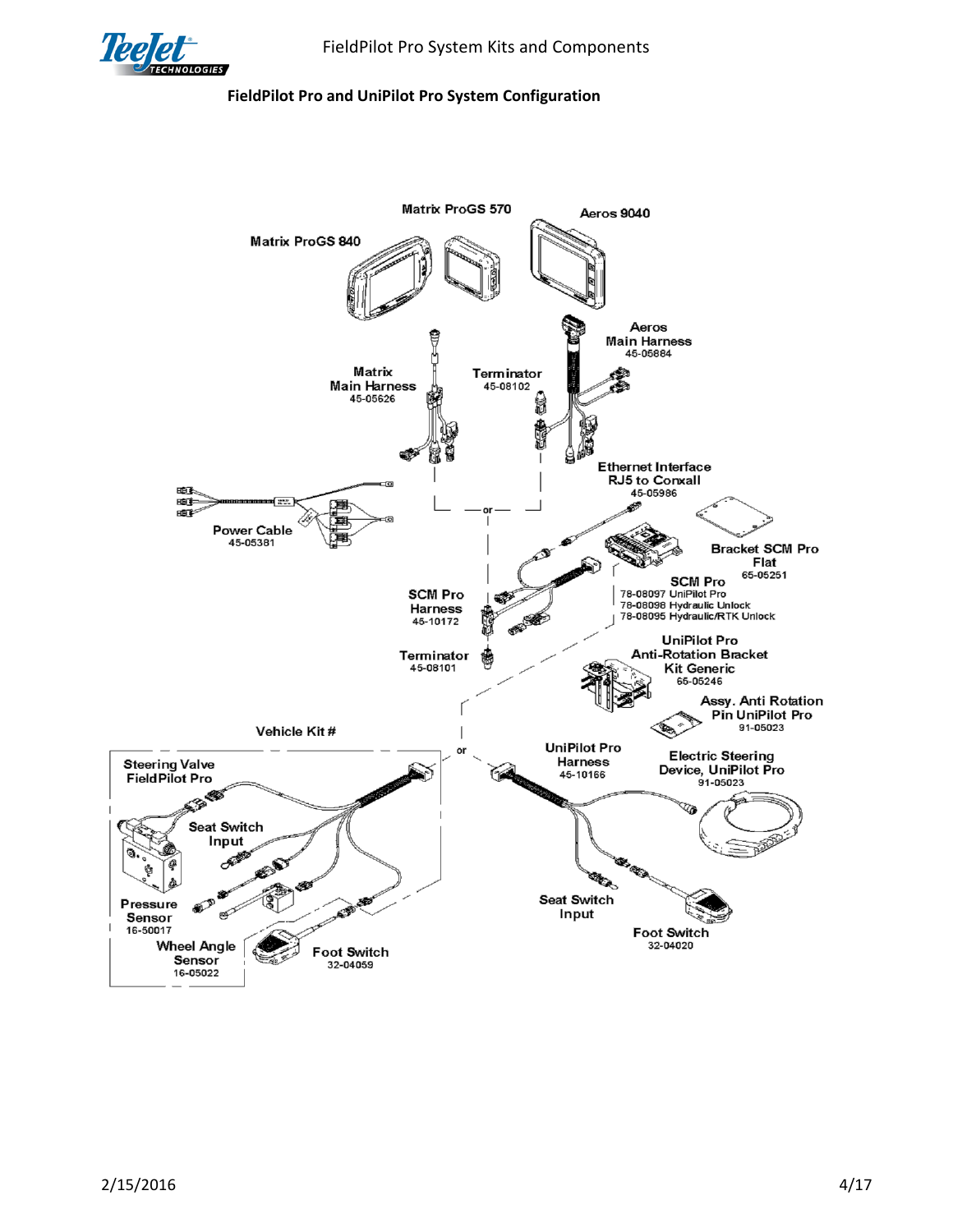## FieldPilot Pro and UniPilot Pro System Configuration

Matrix ProGS 570

Aeros 9040

Matrix ProGS 840

Aeros Main Harness 45-05884

Matrix Main Harness 45-05626

Terminator 45-08102

Ethernet Interface RJ5 to Conxall 45-05986

Power Cable 45-05381

or

Bracket SCM Pro Flat 65-05251

SCM Pro
- 78-08097 UniPilot Pro
- 78-08098 Hydraulic Unlock
- 78-08095 Hydraulic/RTK Unlock

SCM Pro Harness 45-10172

Terminator 45-08101

UniPilot Pro Anti-Rotation Bracket Kit Generic 65-05246

Assy. Anti Rotation Pin UniPilot Pro 91-05023

Vehicle Kit #

or

Steering Valve FieldPilot Pro

Seat Switch Input

Pressure Sensor 16-50017

Wheel Angle Sensor 16-05022

Foot Switch 32-04059

UniPilot Pro Harness 45-10166

Electric Steering Device, UniPilot Pro 91-05023

Seat Switch Input

Foot Switch 32-04020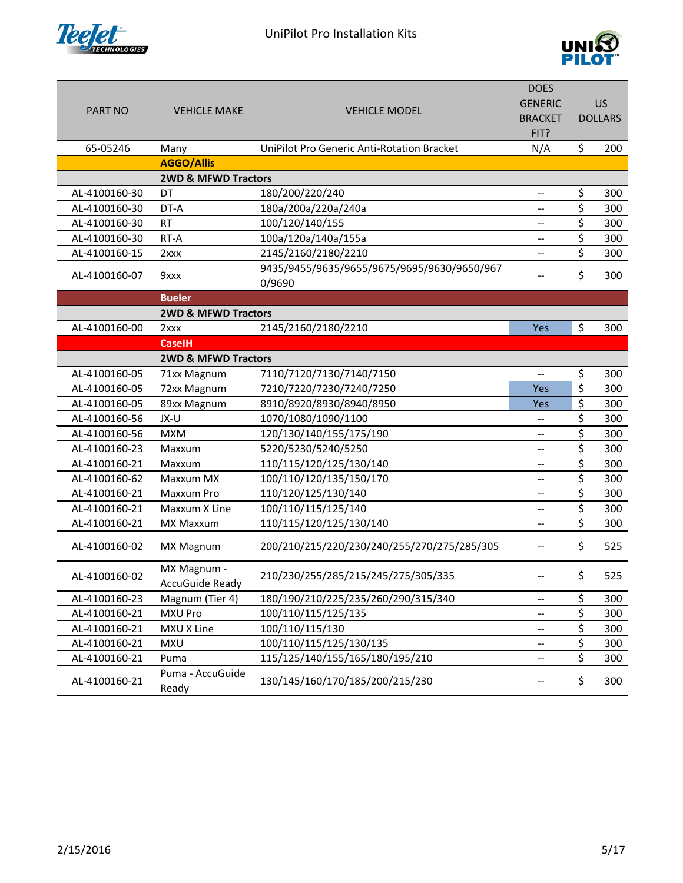# UniPilot Pro Installation Kits

| PART NO | VEHICLE MAKE | VEHICLE MODEL | DOES GENERIC BRACKET FIT? | US DOLLARS |
|---|---|---|---|---|
| 65-05246 | Many | UniPilot Pro Generic Anti-Rotation Bracket | N/A | $ 200 |
| | **AGGO/Allis** | | | |
| | **2WD & MFWD Tractors** | | | |
| AL-4100160-30 | DT | 180/200/220/240 | -- | $ 300 |
| AL-4100160-30 | DT-A | 180a/200a/220a/240a | -- | $ 300 |
| AL-4100160-30 | RT | 100/120/140/155 | -- | $ 300 |
| AL-4100160-30 | RT-A | 100a/120a/140a/155a | -- | $ 300 |
| AL-4100160-15 | 2xxx | 2145/2160/2180/2210 | -- | $ 300 |
| AL-4100160-07 | 9xxx | 9435/9455/9635/9655/9675/9695/9630/9650/9670/9690 | -- | $ 300 |
| | **Bueler** | | | |
| | **2WD & MFWD Tractors** | | | |
| AL-4100160-00 | 2xxx | 2145/2160/2180/2210 | Yes | $ 300 |
| | **CaseIH** | | | |
| | **2WD & MFWD Tractors** | | | |
| AL-4100160-05 | 71xx Magnum | 7110/7120/7130/7140/7150 | -- | $ 300 |
| AL-4100160-05 | 72xx Magnum | 7210/7220/7230/7240/7250 | Yes | $ 300 |
| AL-4100160-05 | 89xx Magnum | 8910/8920/8930/8940/8950 | Yes | $ 300 |
| AL-4100160-56 | JX-U | 1070/1080/1090/1100 | -- | $ 300 |
| AL-4100160-56 | MXM | 120/130/140/155/175/190 | -- | $ 300 |
| AL-4100160-23 | Maxxum | 5220/5230/5240/5250 | -- | $ 300 |
| AL-4100160-21 | Maxxum | 110/115/120/125/130/140 | -- | $ 300 |
| AL-4100160-62 | Maxxum MX | 100/110/120/135/150/170 | -- | $ 300 |
| AL-4100160-21 | Maxxum Pro | 110/120/125/130/140 | -- | $ 300 |
| AL-4100160-21 | Maxxum X Line | 100/110/115/125/140 | -- | $ 300 |
| AL-4100160-21 | MX Maxxum | 110/115/120/125/130/140 | -- | $ 300 |
| AL-4100160-02 | MX Magnum | 200/210/215/220/230/240/255/270/275/285/305 | -- | $ 525 |
| AL-4100160-02 | MX Magnum - AccuGuide Ready | 210/230/255/285/215/245/275/305/335 | -- | $ 525 |
| AL-4100160-23 | Magnum (Tier 4) | 180/190/210/225/235/260/290/315/340 | -- | $ 300 |
| AL-4100160-21 | MXU Pro | 100/110/115/125/135 | -- | $ 300 |
| AL-4100160-21 | MXU X Line | 100/110/115/130 | -- | $ 300 |
| AL-4100160-21 | MXU | 100/110/115/125/130/135 | -- | $ 300 |
| AL-4100160-21 | Puma | 115/125/140/155/165/180/195/210 | -- | $ 300 |
| AL-4100160-21 | Puma - AccuGuide Ready | 130/145/160/170/185/200/215/230 | -- | $ 300 |

2/15/2016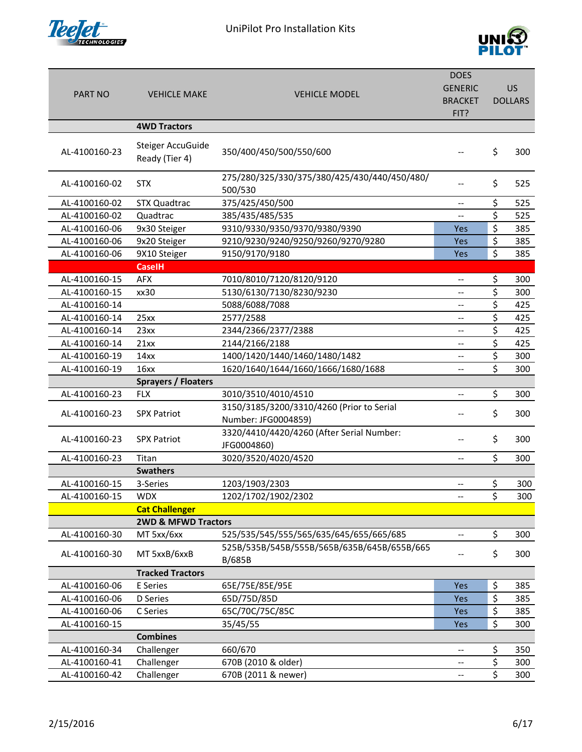# UniPilot Pro Installation Kits

| PART NO | VEHICLE MAKE | VEHICLE MODEL | DOES GENERIC BRACKET FIT? | US DOLLARS |
|---|---|---|---|---|
| | **4WD Tractors** | | | |
| AL-4100160-23 | Steiger AccuGuide Ready (Tier 4) | 350/400/450/500/550/600 | -- | $ 300 |
| AL-4100160-02 | STX | 275/280/325/330/375/380/425/430/440/450/480/500/530 | -- | $ 525 |
| AL-4100160-02 | STX Quadtrac | 375/425/450/500 | -- | $ 525 |
| AL-4100160-02 | Quadtrac | 385/435/485/535 | -- | $ 525 |
| AL-4100160-06 | 9x30 Steiger | 9310/9330/9350/9370/9380/9390 | Yes | $ 385 |
| AL-4100160-06 | 9x20 Steiger | 9210/9230/9240/9250/9260/9270/9280 | Yes | $ 385 |
| AL-4100160-06 | 9X10 Steiger | 9150/9170/9180 | Yes | $ 385 |
| | **CaseIH** | | | |
| AL-4100160-15 | AFX | 7010/8010/7120/8120/9120 | -- | $ 300 |
| AL-4100160-15 | xx30 | 5130/6130/7130/8230/9230 | -- | $ 300 |
| AL-4100160-14 | | 5088/6088/7088 | -- | $ 425 |
| AL-4100160-14 | 25xx | 2577/2588 | -- | $ 425 |
| AL-4100160-14 | 23xx | 2344/2366/2377/2388 | -- | $ 425 |
| AL-4100160-14 | 21xx | 2144/2166/2188 | -- | $ 425 |
| AL-4100160-19 | 14xx | 1400/1420/1440/1460/1480/1482 | -- | $ 300 |
| AL-4100160-19 | 16xx | 1620/1640/1644/1660/1666/1680/1688 | -- | $ 300 |
| | **Sprayers / Floaters** | | | |
| AL-4100160-23 | FLX | 3010/3510/4010/4510 | -- | $ 300 |
| AL-4100160-23 | SPX Patriot | 3150/3185/3200/3310/4260 (Prior to Serial Number: JFG0004859) | -- | $ 300 |
| AL-4100160-23 | SPX Patriot | 3320/4410/4420/4260 (After Serial Number: JFG0004860) | -- | $ 300 |
| AL-4100160-23 | Titan | 3020/3520/4020/4520 | -- | $ 300 |
| | **Swathers** | | | |
| AL-4100160-15 | 3-Series | 1203/1903/2303 | -- | $ 300 |
| AL-4100160-15 | WDX | 1202/1702/1902/2302 | -- | $ 300 |
| | **Cat Challenger** | | | |
| | **2WD & MFWD Tractors** | | | |
| AL-4100160-30 | MT 5xx/6xx | 525/535/545/555/565/635/645/655/665/685 | -- | $ 300 |
| AL-4100160-30 | MT 5xxB/6xxB | 525B/535B/545B/555B/565B/635B/645B/655B/665B/685B | -- | $ 300 |
| | **Tracked Tractors** | | | |
| AL-4100160-06 | E Series | 65E/75E/85E/95E | Yes | $ 385 |
| AL-4100160-06 | D Series | 65D/75D/85D | Yes | $ 385 |
| AL-4100160-06 | C Series | 65C/70C/75C/85C | Yes | $ 385 |
| AL-4100160-15 | | 35/45/55 | Yes | $ 300 |
| | **Combines** | | | |
| AL-4100160-34 | Challenger | 660/670 | -- | $ 350 |
| AL-4100160-41 | Challenger | 670B (2010 & older) | -- | $ 300 |
| AL-4100160-42 | Challenger | 670B (2011 & newer) | -- | $ 300 |

2/15/2016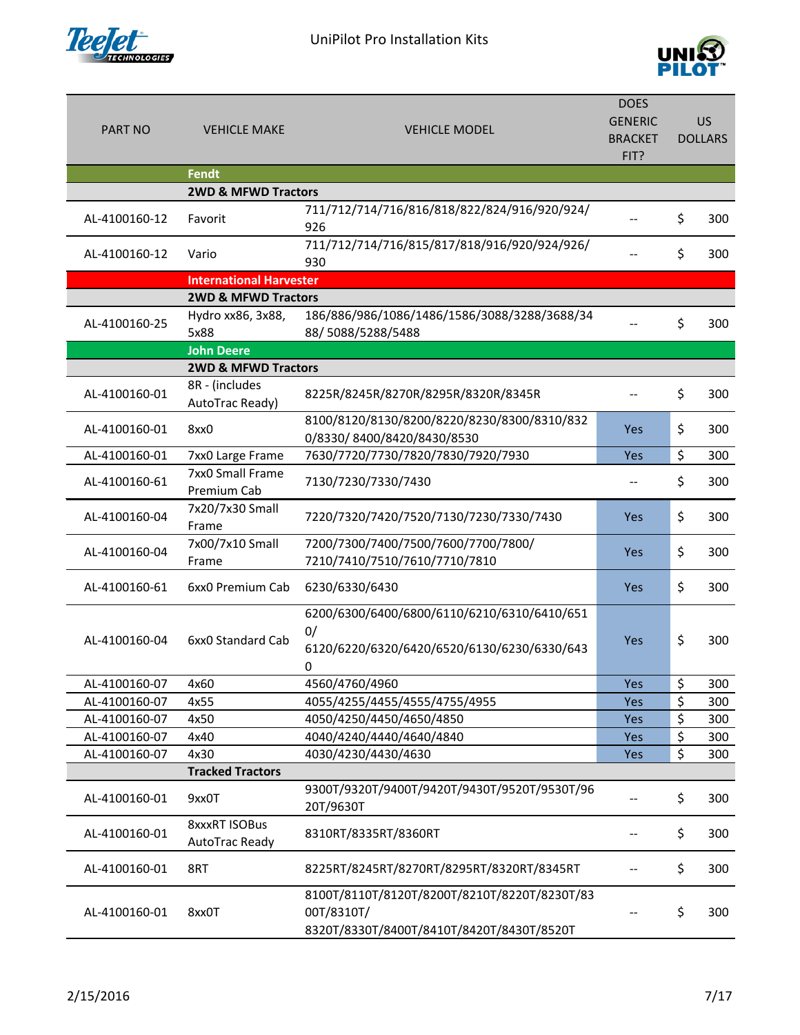# UniPilot Pro Installation Kits

| PART NO | VEHICLE MAKE | VEHICLE MODEL | DOES GENERIC BRACKET FIT? | US DOLLARS |
|---|---|---|---|---|
| | **Fendt** | | | |
| | **2WD & MFWD Tractors** | | | |
| AL-4100160-12 | Favorit | 711/712/714/716/816/818/822/824/916/920/924/926 | -- | $ 300 |
| AL-4100160-12 | Vario | 711/712/714/716/815/817/818/916/920/924/926/930 | -- | $ 300 |
| | **International Harvester** | | | |
| | **2WD & MFWD Tractors** | | | |
| AL-4100160-25 | Hydro xx86, 3x88, 5x88 | 186/886/986/1086/1486/1586/3088/3288/3688/3488/ 5088/5288/5488 | -- | $ 300 |
| | **John Deere** | | | |
| | **2WD & MFWD Tractors** | | | |
| AL-4100160-01 | 8R - (includes AutoTrac Ready) | 8225R/8245R/8270R/8295R/8320R/8345R | -- | $ 300 |
| AL-4100160-01 | 8xx0 | 8100/8120/8130/8200/8220/8230/8300/8310/8320/8330/ 8400/8420/8430/8530 | Yes | $ 300 |
| AL-4100160-01 | 7xx0 Large Frame | 7630/7720/7730/7820/7830/7920/7930 | Yes | $ 300 |
| AL-4100160-61 | 7xx0 Small Frame Premium Cab | 7130/7230/7330/7430 | -- | $ 300 |
| AL-4100160-04 | 7x20/7x30 Small Frame | 7220/7320/7420/7520/7130/7230/7330/7430 | Yes | $ 300 |
| AL-4100160-04 | 7x00/7x10 Small Frame | 7200/7300/7400/7500/7600/7700/7800/ 7210/7410/7510/7610/7710/7810 | Yes | $ 300 |
| AL-4100160-61 | 6xx0 Premium Cab | 6230/6330/6430 | Yes | $ 300 |
| AL-4100160-04 | 6xx0 Standard Cab | 6200/6300/6400/6800/6110/6210/6310/6410/6510/ 6120/6220/6320/6420/6520/6130/6230/6330/6430 | Yes | $ 300 |
| AL-4100160-07 | 4x60 | 4560/4760/4960 | Yes | $ 300 |
| AL-4100160-07 | 4x55 | 4055/4255/4455/4555/4755/4955 | Yes | $ 300 |
| AL-4100160-07 | 4x50 | 4050/4250/4450/4650/4850 | Yes | $ 300 |
| AL-4100160-07 | 4x40 | 4040/4240/4440/4640/4840 | Yes | $ 300 |
| AL-4100160-07 | 4x30 | 4030/4230/4430/4630 | Yes | $ 300 |
| | **Tracked Tractors** | | | |
| AL-4100160-01 | 9xx0T | 9300T/9320T/9400T/9420T/9430T/9520T/9530T/9620T/9630T | -- | $ 300 |
| AL-4100160-01 | 8xxxRT ISOBus AutoTrac Ready | 8310RT/8335RT/8360RT | -- | $ 300 |
| AL-4100160-01 | 8RT | 8225RT/8245RT/8270RT/8295RT/8320RT/8345RT | -- | $ 300 |
| AL-4100160-01 | 8xx0T | 8100T/8110T/8120T/8200T/8210T/8220T/8230T/8300T/8310T/ 8320T/8330T/8400T/8410T/8420T/8430T/8520T | -- | $ 300 |

2/15/2016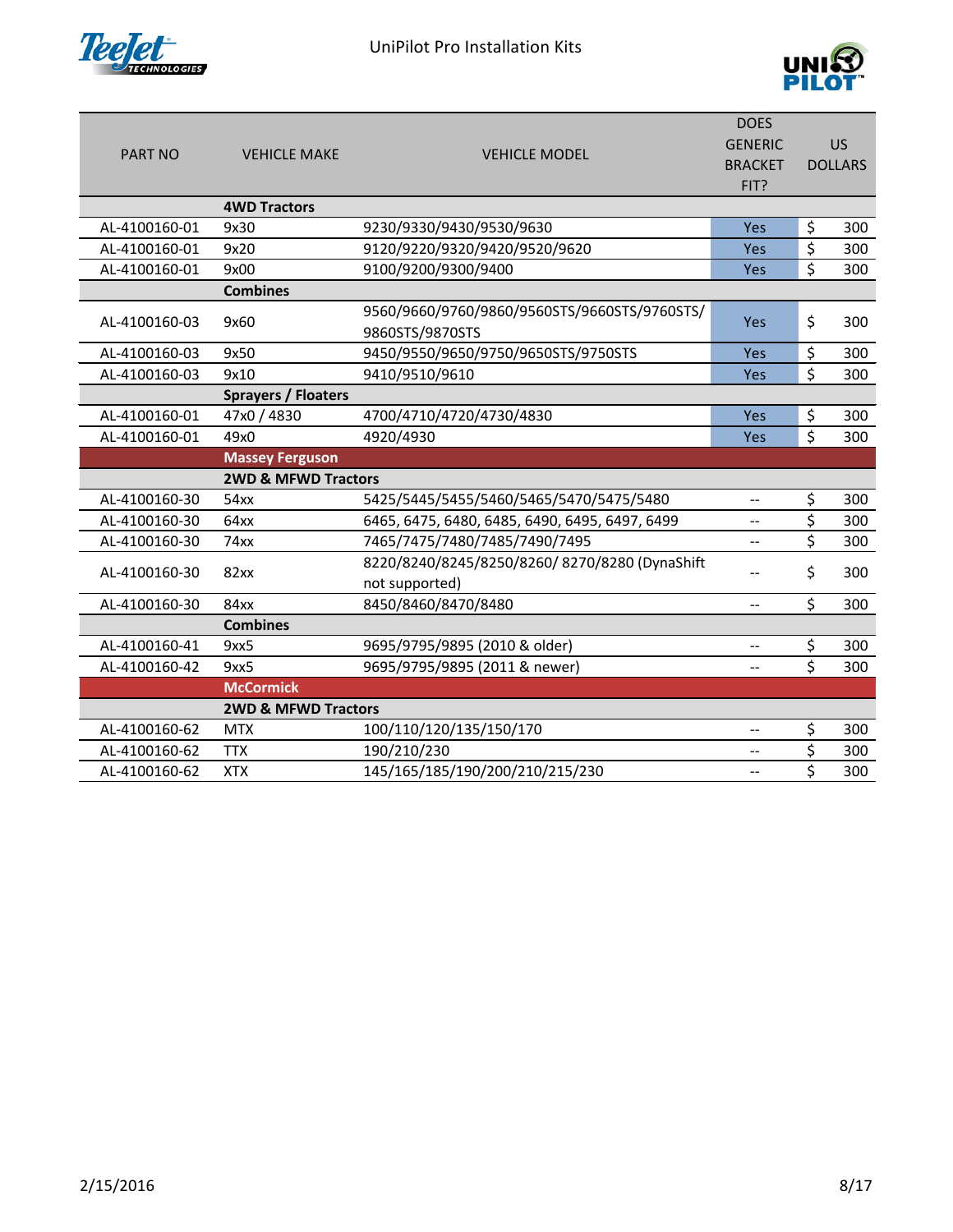# UniPilot Pro Installation Kits

| PART NO | VEHICLE MAKE | VEHICLE MODEL | DOES GENERIC BRACKET FIT? | US DOLLARS |
|---|---|---|---|---|
| | **4WD Tractors** | | | |
| AL-4100160-01 | 9x30 | 9230/9330/9430/9530/9630 | Yes | $ 300 |
| AL-4100160-01 | 9x20 | 9120/9220/9320/9420/9520/9620 | Yes | $ 300 |
| AL-4100160-01 | 9x00 | 9100/9200/9300/9400 | Yes | $ 300 |
| | **Combines** | | | |
| AL-4100160-03 | 9x60 | 9560/9660/9760/9860/9560STS/9660STS/9760STS/ 9860STS/9870STS | Yes | $ 300 |
| AL-4100160-03 | 9x50 | 9450/9550/9650/9750/9650STS/9750STS | Yes | $ 300 |
| AL-4100160-03 | 9x10 | 9410/9510/9610 | Yes | $ 300 |
| | **Sprayers / Floaters** | | | |
| AL-4100160-01 | 47x0 / 4830 | 4700/4710/4720/4730/4830 | Yes | $ 300 |
| AL-4100160-01 | 49x0 | 4920/4930 | Yes | $ 300 |
| | **Massey Ferguson** | | | |
| | **2WD & MFWD Tractors** | | | |
| AL-4100160-30 | 54xx | 5425/5445/5455/5460/5465/5470/5475/5480 | -- | $ 300 |
| AL-4100160-30 | 64xx | 6465, 6475, 6480, 6485, 6490, 6495, 6497, 6499 | -- | $ 300 |
| AL-4100160-30 | 74xx | 7465/7475/7480/7485/7490/7495 | -- | $ 300 |
| AL-4100160-30 | 82xx | 8220/8240/8245/8250/8260/ 8270/8280 (DynaShift not supported) | -- | $ 300 |
| AL-4100160-30 | 84xx | 8450/8460/8470/8480 | -- | $ 300 |
| | **Combines** | | | |
| AL-4100160-41 | 9xx5 | 9695/9795/9895 (2010 & older) | -- | $ 300 |
| AL-4100160-42 | 9xx5 | 9695/9795/9895 (2011 & newer) | -- | $ 300 |
| | **McCormick** | | | |
| | **2WD & MFWD Tractors** | | | |
| AL-4100160-62 | MTX | 100/110/120/135/150/170 | -- | $ 300 |
| AL-4100160-62 | TTX | 190/210/230 | -- | $ 300 |
| AL-4100160-62 | XTX | 145/165/185/190/200/210/215/230 | -- | $ 300 |

2/15/2016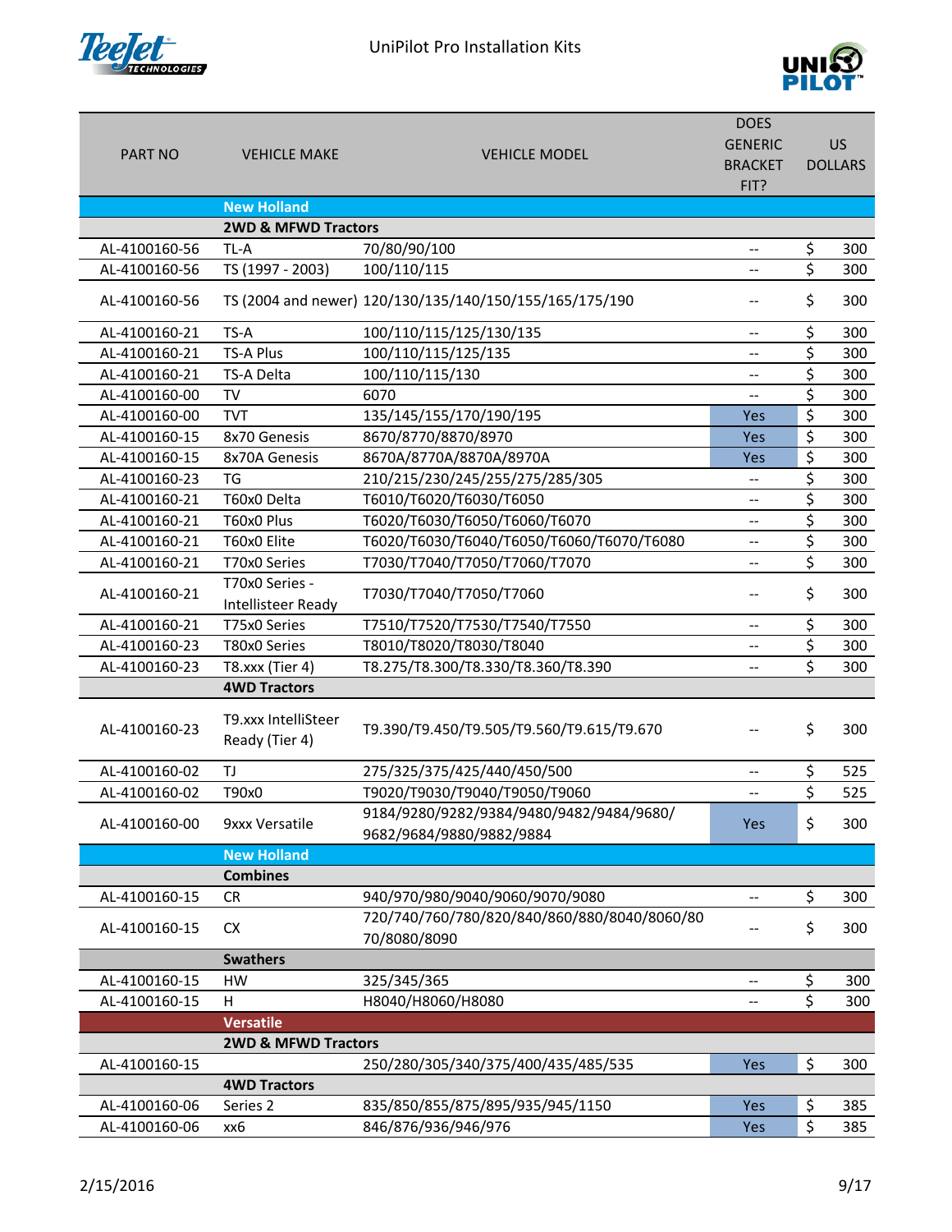# UniPilot Pro Installation Kits

| PART NO | VEHICLE MAKE | VEHICLE MODEL | DOES GENERIC BRACKET FIT? | US DOLLARS |
|---|---|---|---|---|
| | **New Holland** | | | |
| | **2WD & MFWD Tractors** | | | |
| AL-4100160-56 | TL-A | 70/80/90/100 | -- | $ 300 |
| AL-4100160-56 | TS (1997 - 2003) | 100/110/115 | -- | $ 300 |
| AL-4100160-56 | TS (2004 and newer) | 120/130/135/140/150/155/165/175/190 | -- | $ 300 |
| AL-4100160-21 | TS-A | 100/110/115/125/130/135 | -- | $ 300 |
| AL-4100160-21 | TS-A Plus | 100/110/115/125/135 | -- | $ 300 |
| AL-4100160-21 | TS-A Delta | 100/110/115/130 | -- | $ 300 |
| AL-4100160-00 | TV | 6070 | -- | $ 300 |
| AL-4100160-00 | TVT | 135/145/155/170/190/195 | Yes | $ 300 |
| AL-4100160-15 | 8x70 Genesis | 8670/8770/8870/8970 | Yes | $ 300 |
| AL-4100160-15 | 8x70A Genesis | 8670A/8770A/8870A/8970A | Yes | $ 300 |
| AL-4100160-23 | TG | 210/215/230/245/255/275/285/305 | -- | $ 300 |
| AL-4100160-21 | T60x0 Delta | T6010/T6020/T6030/T6050 | -- | $ 300 |
| AL-4100160-21 | T60x0 Plus | T6020/T6030/T6050/T6060/T6070 | -- | $ 300 |
| AL-4100160-21 | T60x0 Elite | T6020/T6030/T6040/T6050/T6060/T6070/T6080 | -- | $ 300 |
| AL-4100160-21 | T70x0 Series | T7030/T7040/T7050/T7060/T7070 | -- | $ 300 |
| AL-4100160-21 | T70x0 Series - Intellisteer Ready | T7030/T7040/T7050/T7060 | -- | $ 300 |
| AL-4100160-21 | T75x0 Series | T7510/T7520/T7530/T7540/T7550 | -- | $ 300 |
| AL-4100160-23 | T80x0 Series | T8010/T8020/T8030/T8040 | -- | $ 300 |
| AL-4100160-23 | T8.xxx (Tier 4) | T8.275/T8.300/T8.330/T8.360/T8.390 | -- | $ 300 |
| | **4WD Tractors** | | | |
| AL-4100160-23 | T9.xxx IntelliSteer Ready (Tier 4) | T9.390/T9.450/T9.505/T9.560/T9.615/T9.670 | -- | $ 300 |
| AL-4100160-02 | TJ | 275/325/375/425/440/450/500 | -- | $ 525 |
| AL-4100160-02 | T90x0 | T9020/T9030/T9040/T9050/T9060 | -- | $ 525 |
| AL-4100160-00 | 9xxx Versatile | 9184/9280/9282/9384/9480/9482/9484/9680/9682/9684/9880/9882/9884 | Yes | $ 300 |
| | **New Holland** | | | |
| | **Combines** | | | |
| AL-4100160-15 | CR | 940/970/980/9040/9060/9070/9080 | -- | $ 300 |
| AL-4100160-15 | CX | 720/740/760/780/820/840/860/880/8040/8060/8070/8080/8090 | -- | $ 300 |
| | **Swathers** | | | |
| AL-4100160-15 | HW | 325/345/365 | -- | $ 300 |
| AL-4100160-15 | H | H8040/H8060/H8080 | -- | $ 300 |
| | **Versatile** | | | |
| | **2WD & MFWD Tractors** | | | |
| AL-4100160-15 | | 250/280/305/340/375/400/435/485/535 | Yes | $ 300 |
| | **4WD Tractors** | | | |
| AL-4100160-06 | Series 2 | 835/850/855/875/895/935/945/1150 | Yes | $ 385 |
| AL-4100160-06 | xx6 | 846/876/936/946/976 | Yes | $ 385 |

2/15/2016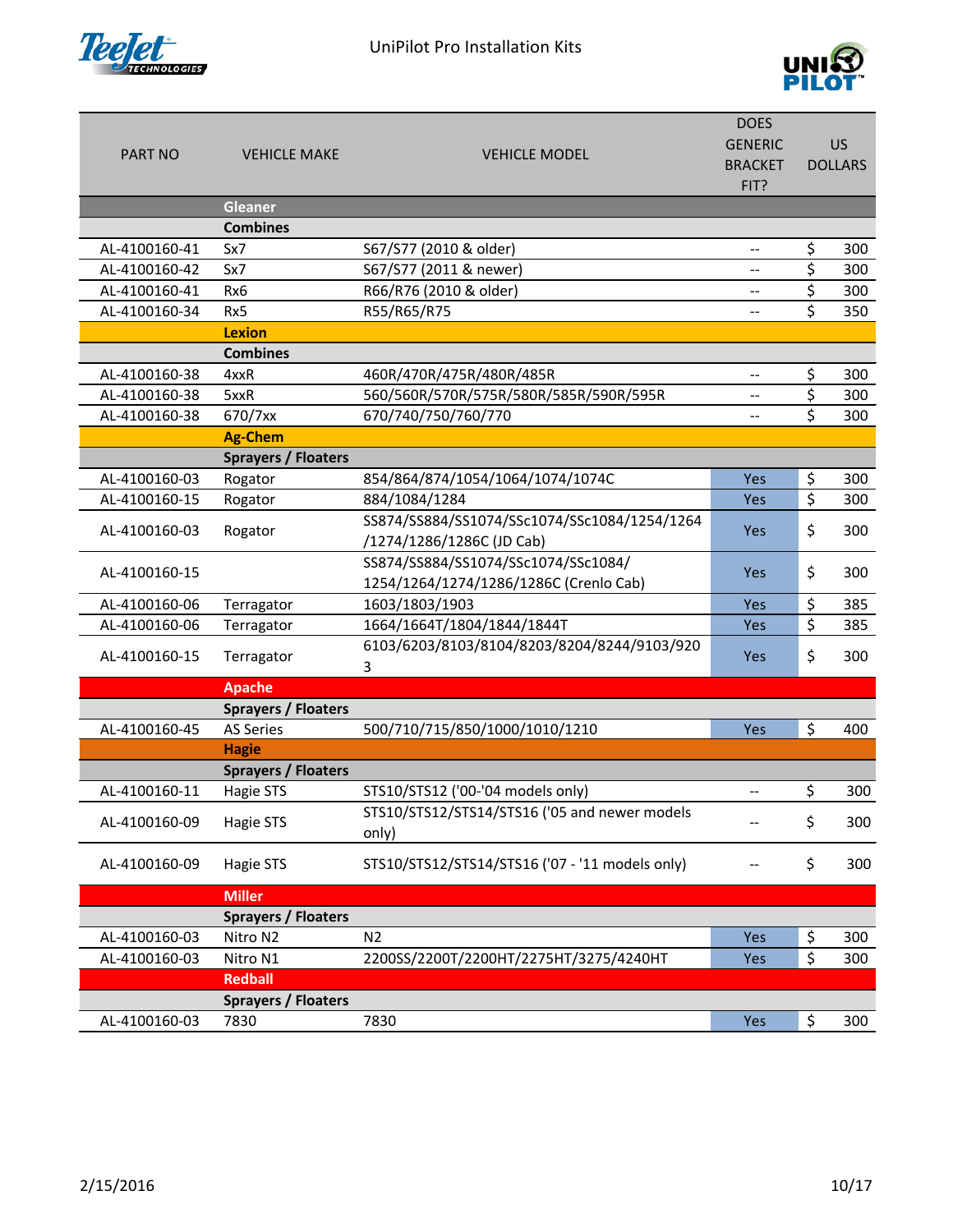# UniPilot Pro Installation Kits

| PART NO | VEHICLE MAKE | VEHICLE MODEL | DOES GENERIC BRACKET FIT? | US DOLLARS |
|---|---|---|---|---|
| | **Gleaner** | | | |
| | **Combines** | | | |
| AL-4100160-41 | Sx7 | S67/S77 (2010 & older) | -- | $ 300 |
| AL-4100160-42 | Sx7 | S67/S77 (2011 & newer) | -- | $ 300 |
| AL-4100160-41 | Rx6 | R66/R76 (2010 & older) | -- | $ 300 |
| AL-4100160-34 | Rx5 | R55/R65/R75 | -- | $ 350 |
| | **Lexion** | | | |
| | **Combines** | | | |
| AL-4100160-38 | 4xxR | 460R/470R/475R/480R/485R | -- | $ 300 |
| AL-4100160-38 | 5xxR | 560/560R/570R/575R/580R/585R/590R/595R | -- | $ 300 |
| AL-4100160-38 | 670/7xx | 670/740/750/760/770 | -- | $ 300 |
| | **Ag-Chem** | | | |
| | **Sprayers / Floaters** | | | |
| AL-4100160-03 | Rogator | 854/864/874/1054/1064/1074/1074C | Yes | $ 300 |
| AL-4100160-15 | Rogator | 884/1084/1284 | Yes | $ 300 |
| AL-4100160-03 | Rogator | SS874/SS884/SS1074/SSc1074/SSc1084/1254/1264/1274/1286/1286C (JD Cab) | Yes | $ 300 |
| AL-4100160-15 | | SS874/SS884/SS1074/SSc1074/SSc1084/1254/1264/1274/1286/1286C (Crenlo Cab) | Yes | $ 300 |
| AL-4100160-06 | Terragator | 1603/1803/1903 | Yes | $ 385 |
| AL-4100160-06 | Terragator | 1664/1664T/1804/1844/1844T | Yes | $ 385 |
| AL-4100160-15 | Terragator | 6103/6203/8103/8104/8203/8204/8244/9103/9203 | Yes | $ 300 |
| | **Apache** | | | |
| | **Sprayers / Floaters** | | | |
| AL-4100160-45 | AS Series | 500/710/715/850/1000/1010/1210 | Yes | $ 400 |
| | **Hagie** | | | |
| | **Sprayers / Floaters** | | | |
| AL-4100160-11 | Hagie STS | STS10/STS12 ('00-'04 models only) | -- | $ 300 |
| AL-4100160-09 | Hagie STS | STS10/STS12/STS14/STS16 ('05 and newer models only) | -- | $ 300 |
| AL-4100160-09 | Hagie STS | STS10/STS12/STS14/STS16 ('07 - '11 models only) | -- | $ 300 |
| | **Miller** | | | |
| | **Sprayers / Floaters** | | | |
| AL-4100160-03 | Nitro N2 | N2 | Yes | $ 300 |
| AL-4100160-03 | Nitro N1 | 2200SS/2200T/2200HT/2275HT/3275/4240HT | Yes | $ 300 |
| | **Redball** | | | |
| | **Sprayers / Floaters** | | | |
| AL-4100160-03 | 7830 | 7830 | Yes | $ 300 |

2/15/2016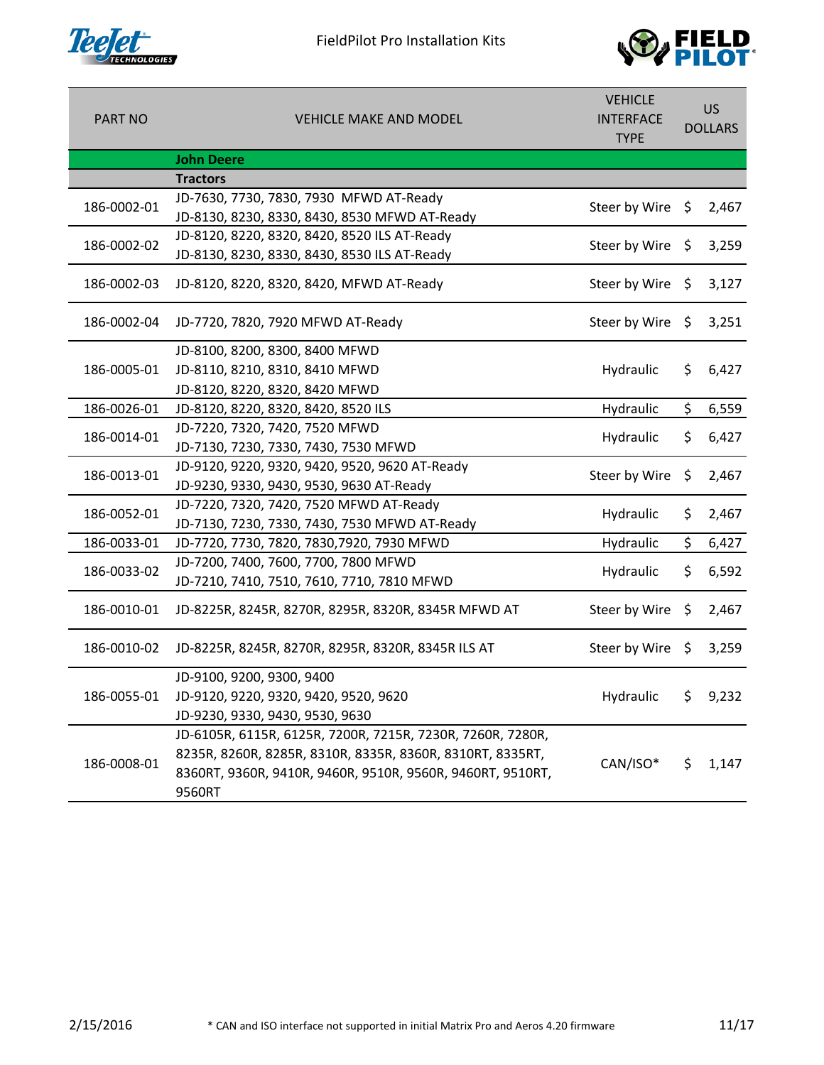# FieldPilot Pro Installation Kits

| PART NO | VEHICLE MAKE AND MODEL | VEHICLE INTERFACE TYPE | US DOLLARS |
|---|---|---|---|
| | **John Deere** | | |
| | **Tractors** | | |
| 186-0002-01 | JD-7630, 7730, 7830, 7930 MFWD AT-Ready<br>JD-8130, 8230, 8330, 8430, 8530 MFWD AT-Ready | Steer by Wire | $ 2,467 |
| 186-0002-02 | JD-8120, 8220, 8320, 8420, 8520 ILS AT-Ready<br>JD-8130, 8230, 8330, 8430, 8530 ILS AT-Ready | Steer by Wire | $ 3,259 |
| 186-0002-03 | JD-8120, 8220, 8320, 8420, MFWD AT-Ready | Steer by Wire | $ 3,127 |
| 186-0002-04 | JD-7720, 7820, 7920 MFWD AT-Ready | Steer by Wire | $ 3,251 |
| 186-0005-01 | JD-8100, 8200, 8300, 8400 MFWD<br>JD-8110, 8210, 8310, 8410 MFWD<br>JD-8120, 8220, 8320, 8420 MFWD | Hydraulic | $ 6,427 |
| 186-0026-01 | JD-8120, 8220, 8320, 8420, 8520 ILS | Hydraulic | $ 6,559 |
| 186-0014-01 | JD-7220, 7320, 7420, 7520 MFWD<br>JD-7130, 7230, 7330, 7430, 7530 MFWD | Hydraulic | $ 6,427 |
| 186-0013-01 | JD-9120, 9220, 9320, 9420, 9520, 9620 AT-Ready<br>JD-9230, 9330, 9430, 9530, 9630 AT-Ready | Steer by Wire | $ 2,467 |
| 186-0052-01 | JD-7220, 7320, 7420, 7520 MFWD AT-Ready<br>JD-7130, 7230, 7330, 7430, 7530 MFWD AT-Ready | Hydraulic | $ 2,467 |
| 186-0033-01 | JD-7720, 7730, 7820, 7830,7920, 7930 MFWD | Hydraulic | $ 6,427 |
| 186-0033-02 | JD-7200, 7400, 7600, 7700, 7800 MFWD<br>JD-7210, 7410, 7510, 7610, 7710, 7810 MFWD | Hydraulic | $ 6,592 |
| 186-0010-01 | JD-8225R, 8245R, 8270R, 8295R, 8320R, 8345R MFWD AT | Steer by Wire | $ 2,467 |
| 186-0010-02 | JD-8225R, 8245R, 8270R, 8295R, 8320R, 8345R ILS AT | Steer by Wire | $ 3,259 |
| 186-0055-01 | JD-9100, 9200, 9300, 9400<br>JD-9120, 9220, 9320, 9420, 9520, 9620<br>JD-9230, 9330, 9430, 9530, 9630 | Hydraulic | $ 9,232 |
| 186-0008-01 | JD-6105R, 6115R, 6125R, 7200R, 7215R, 7230R, 7260R, 7280R, 8235R, 8260R, 8285R, 8310R, 8335R, 8360R, 8310RT, 8335RT, 8360RT, 9360R, 9410R, 9460R, 9510R, 9560R, 9460RT, 9510RT, 9560RT | CAN/ISO* | $ 1,147 |

2/15/2016

* CAN and ISO interface not supported in initial Matrix Pro and Aeros 4.20 firmware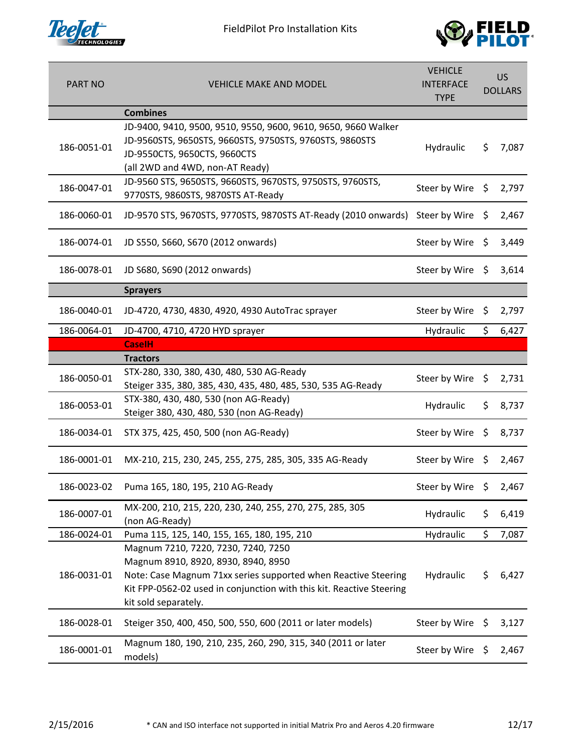FieldPilot Pro Installation Kits

| PART NO | VEHICLE MAKE AND MODEL | VEHICLE INTERFACE TYPE | US DOLLARS |
|---|---|---|---|
| | **Combines** | | |
| 186-0051-01 | JD-9400, 9410, 9500, 9510, 9550, 9600, 9610, 9650, 9660 Walker<br>JD-9560STS, 9650STS, 9660STS, 9750STS, 9760STS, 9860STS<br>JD-9550CTS, 9650CTS, 9660CTS<br>(all 2WD and 4WD, non-AT Ready) | Hydraulic | $ 7,087 |
| 186-0047-01 | JD-9560 STS, 9650STS, 9660STS, 9670STS, 9750STS, 9760STS, 9770STS, 9860STS, 9870STS AT-Ready | Steer by Wire | $ 2,797 |
| 186-0060-01 | JD-9570 STS, 9670STS, 9770STS, 9870STS AT-Ready (2010 onwards) | Steer by Wire | $ 2,467 |
| 186-0074-01 | JD S550, S660, S670 (2012 onwards) | Steer by Wire | $ 3,449 |
| 186-0078-01 | JD S680, S690 (2012 onwards) | Steer by Wire | $ 3,614 |
| | **Sprayers** | | |
| 186-0040-01 | JD-4720, 4730, 4830, 4920, 4930 AutoTrac sprayer | Steer by Wire | $ 2,797 |
| 186-0064-01 | JD-4700, 4710, 4720 HYD sprayer | Hydraulic | $ 6,427 |
| | **CaseIH** | | |
| | **Tractors** | | |
| 186-0050-01 | STX-280, 330, 380, 430, 480, 530 AG-Ready<br>Steiger 335, 380, 385, 430, 435, 480, 485, 530, 535 AG-Ready | Steer by Wire | $ 2,731 |
| 186-0053-01 | STX-380, 430, 480, 530 (non AG-Ready)<br>Steiger 380, 430, 480, 530 (non AG-Ready) | Hydraulic | $ 8,737 |
| 186-0034-01 | STX 375, 425, 450, 500 (non AG-Ready) | Steer by Wire | $ 8,737 |
| 186-0001-01 | MX-210, 215, 230, 245, 255, 275, 285, 305, 335 AG-Ready | Steer by Wire | $ 2,467 |
| 186-0023-02 | Puma 165, 180, 195, 210 AG-Ready | Steer by Wire | $ 2,467 |
| 186-0007-01 | MX-200, 210, 215, 220, 230, 240, 255, 270, 275, 285, 305 (non AG-Ready) | Hydraulic | $ 6,419 |
| 186-0024-01 | Puma 115, 125, 140, 155, 165, 180, 195, 210 | Hydraulic | $ 7,087 |
| 186-0031-01 | Magnum 7210, 7220, 7230, 7240, 7250<br>Magnum 8910, 8920, 8930, 8940, 8950<br>Note: Case Magnum 71xx series supported when Reactive Steering Kit FPP-0562-02 used in conjunction with this kit. Reactive Steering kit sold separately. | Hydraulic | $ 6,427 |
| 186-0028-01 | Steiger 350, 400, 450, 500, 550, 600 (2011 or later models) | Steer by Wire | $ 3,127 |
| 186-0001-01 | Magnum 180, 190, 210, 235, 260, 290, 315, 340 (2011 or later models) | Steer by Wire | $ 2,467 |

2/15/2016

* CAN and ISO interface not supported in initial Matrix Pro and Aeros 4.20 firmware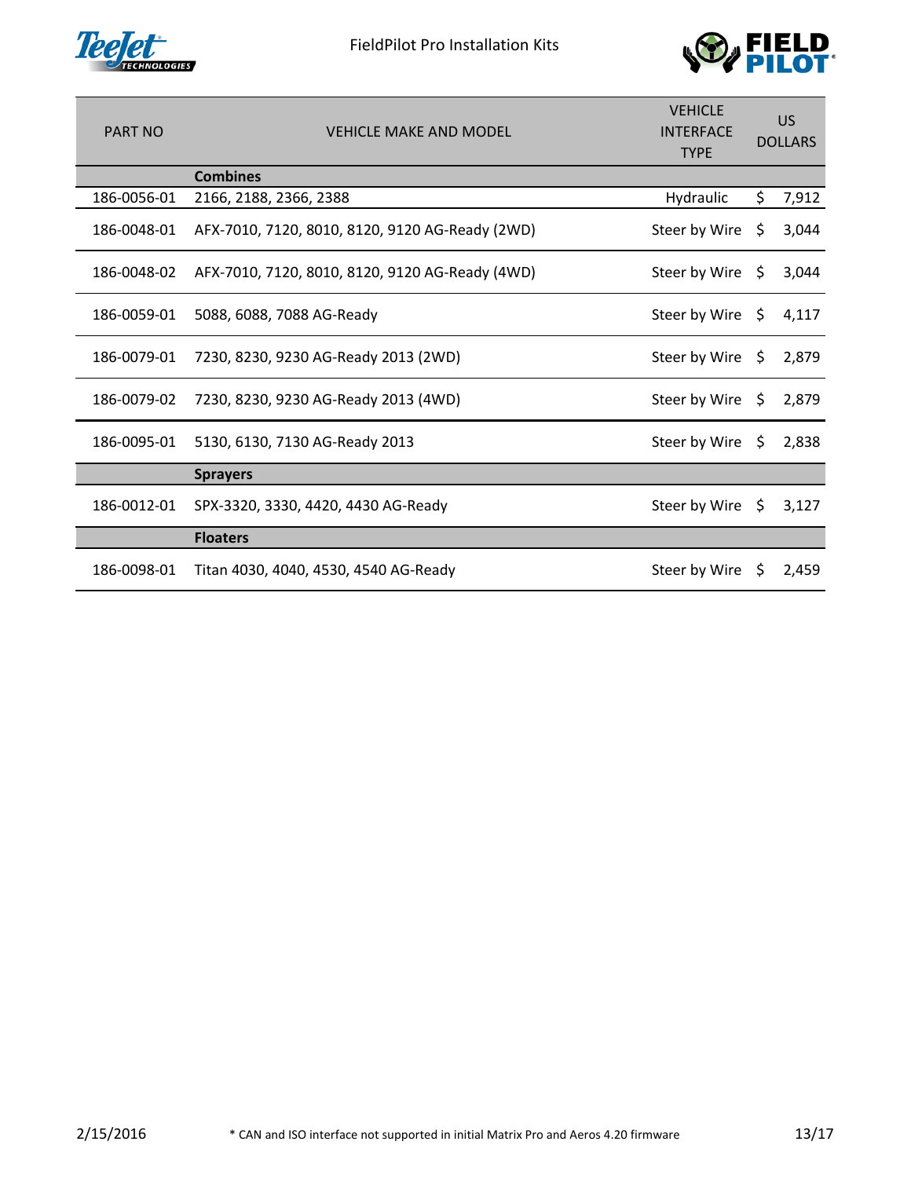# FieldPilot Pro Installation Kits

| PART NO | VEHICLE MAKE AND MODEL | VEHICLE INTERFACE TYPE | US DOLLARS |
|---|---|---|---|
| | **Combines** | | |
| 186-0056-01 | 2166, 2188, 2366, 2388 | Hydraulic | $ 7,912 |
| 186-0048-01 | AFX-7010, 7120, 8010, 8120, 9120 AG-Ready (2WD) | Steer by Wire | $ 3,044 |
| 186-0048-02 | AFX-7010, 7120, 8010, 8120, 9120 AG-Ready (4WD) | Steer by Wire | $ 3,044 |
| 186-0059-01 | 5088, 6088, 7088 AG-Ready | Steer by Wire | $ 4,117 |
| 186-0079-01 | 7230, 8230, 9230 AG-Ready 2013 (2WD) | Steer by Wire | $ 2,879 |
| 186-0079-02 | 7230, 8230, 9230 AG-Ready 2013 (4WD) | Steer by Wire | $ 2,879 |
| 186-0095-01 | 5130, 6130, 7130 AG-Ready 2013 | Steer by Wire | $ 2,838 |
| | **Sprayers** | | |
| 186-0012-01 | SPX-3320, 3330, 4420, 4430 AG-Ready | Steer by Wire | $ 3,127 |
| | **Floaters** | | |
| 186-0098-01 | Titan 4030, 4040, 4530, 4540 AG-Ready | Steer by Wire | $ 2,459 |

2/15/2016

* CAN and ISO interface not supported in initial Matrix Pro and Aeros 4.20 firmware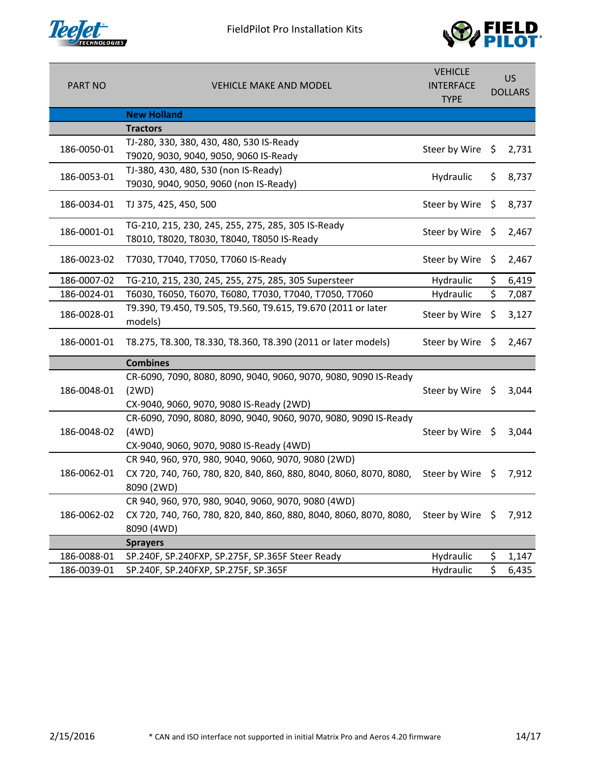# FieldPilot Pro Installation Kits

| PART NO | VEHICLE MAKE AND MODEL | VEHICLE INTERFACE TYPE | US DOLLARS |
|---|---|---|---|
| | **New Holland** | | |
| | **Tractors** | | |
| 186-0050-01 | TJ-280, 330, 380, 430, 480, 530 IS-Ready<br>T9020, 9030, 9040, 9050, 9060 IS-Ready | Steer by Wire | $ 2,731 |
| 186-0053-01 | TJ-380, 430, 480, 530 (non IS-Ready)<br>T9030, 9040, 9050, 9060 (non IS-Ready) | Hydraulic | $ 8,737 |
| 186-0034-01 | TJ 375, 425, 450, 500 | Steer by Wire | $ 8,737 |
| 186-0001-01 | TG-210, 215, 230, 245, 255, 275, 285, 305 IS-Ready<br>T8010, T8020, T8030, T8040, T8050 IS-Ready | Steer by Wire | $ 2,467 |
| 186-0023-02 | T7030, T7040, T7050, T7060 IS-Ready | Steer by Wire | $ 2,467 |
| 186-0007-02 | TG-210, 215, 230, 245, 255, 275, 285, 305 Supersteer | Hydraulic | $ 6,419 |
| 186-0024-01 | T6030, T6050, T6070, T6080, T7030, T7040, T7050, T7060 | Hydraulic | $ 7,087 |
| 186-0028-01 | T9.390, T9.450, T9.505, T9.560, T9.615, T9.670 (2011 or later models) | Steer by Wire | $ 3,127 |
| 186-0001-01 | T8.275, T8.300, T8.330, T8.360, T8.390 (2011 or later models) | Steer by Wire | $ 2,467 |
| | **Combines** | | |
| 186-0048-01 | CR-6090, 7090, 8080, 8090, 9040, 9060, 9070, 9080, 9090 IS-Ready (2WD)<br>CX-9040, 9060, 9070, 9080 IS-Ready (2WD) | Steer by Wire | $ 3,044 |
| 186-0048-02 | CR-6090, 7090, 8080, 8090, 9040, 9060, 9070, 9080, 9090 IS-Ready (4WD)<br>CX-9040, 9060, 9070, 9080 IS-Ready (4WD) | Steer by Wire | $ 3,044 |
| 186-0062-01 | CR 940, 960, 970, 980, 9040, 9060, 9070, 9080 (2WD)<br>CX 720, 740, 760, 780, 820, 840, 860, 880, 8040, 8060, 8070, 8080, 8090 (2WD) | Steer by Wire | $ 7,912 |
| 186-0062-02 | CR 940, 960, 970, 980, 9040, 9060, 9070, 9080 (4WD)<br>CX 720, 740, 760, 780, 820, 840, 860, 880, 8040, 8060, 8070, 8080, 8090 (4WD) | Steer by Wire | $ 7,912 |
| | **Sprayers** | | |
| 186-0088-01 | SP.240F, SP.240FXP, SP.275F, SP.365F Steer Ready | Hydraulic | $ 1,147 |
| 186-0039-01 | SP.240F, SP.240FXP, SP.275F, SP.365F | Hydraulic | $ 6,435 |

2/15/2016 — * CAN and ISO interface not supported in initial Matrix Pro and Aeros 4.20 firmware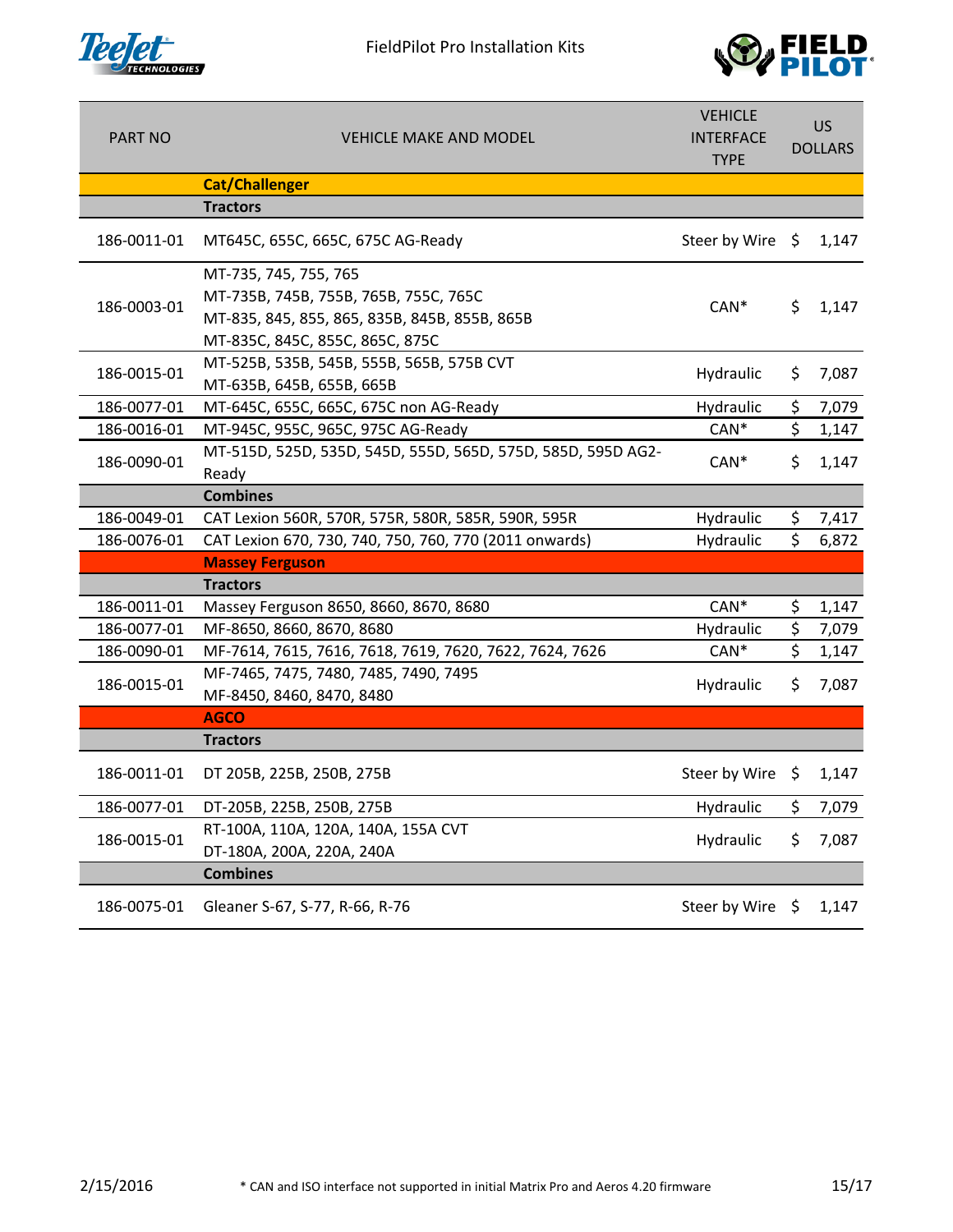# FieldPilot Pro Installation Kits

| PART NO | VEHICLE MAKE AND MODEL | VEHICLE INTERFACE TYPE | US DOLLARS |
|---|---|---|---|
| | **Cat/Challenger** | | |
| | **Tractors** | | |
| 186-0011-01 | MT645C, 655C, 665C, 675C AG-Ready | Steer by Wire | $ 1,147 |
| 186-0003-01 | MT-735, 745, 755, 765<br>MT-735B, 745B, 755B, 765B, 755C, 765C<br>MT-835, 845, 855, 865, 835B, 845B, 855B, 865B<br>MT-835C, 845C, 855C, 865C, 875C | CAN* | $ 1,147 |
| 186-0015-01 | MT-525B, 535B, 545B, 555B, 565B, 575B CVT<br>MT-635B, 645B, 655B, 665B | Hydraulic | $ 7,087 |
| 186-0077-01 | MT-645C, 655C, 665C, 675C non AG-Ready | Hydraulic | $ 7,079 |
| 186-0016-01 | MT-945C, 955C, 965C, 975C AG-Ready | CAN* | $ 1,147 |
| 186-0090-01 | MT-515D, 525D, 535D, 545D, 555D, 565D, 575D, 585D, 595D AG2-Ready | CAN* | $ 1,147 |
| | **Combines** | | |
| 186-0049-01 | CAT Lexion 560R, 570R, 575R, 580R, 585R, 590R, 595R | Hydraulic | $ 7,417 |
| 186-0076-01 | CAT Lexion 670, 730, 740, 750, 760, 770 (2011 onwards) | Hydraulic | $ 6,872 |
| | **Massey Ferguson** | | |
| | **Tractors** | | |
| 186-0011-01 | Massey Ferguson 8650, 8660, 8670, 8680 | CAN* | $ 1,147 |
| 186-0077-01 | MF-8650, 8660, 8670, 8680 | Hydraulic | $ 7,079 |
| 186-0090-01 | MF-7614, 7615, 7616, 7618, 7619, 7620, 7622, 7624, 7626 | CAN* | $ 1,147 |
| 186-0015-01 | MF-7465, 7475, 7480, 7485, 7490, 7495<br>MF-8450, 8460, 8470, 8480 | Hydraulic | $ 7,087 |
| | **AGCO** | | |
| | **Tractors** | | |
| 186-0011-01 | DT 205B, 225B, 250B, 275B | Steer by Wire | $ 1,147 |
| 186-0077-01 | DT-205B, 225B, 250B, 275B | Hydraulic | $ 7,079 |
| 186-0015-01 | RT-100A, 110A, 120A, 140A, 155A CVT<br>DT-180A, 200A, 220A, 240A | Hydraulic | $ 7,087 |
| | **Combines** | | |
| 186-0075-01 | Gleaner S-67, S-77, R-66, R-76 | Steer by Wire | $ 1,147 |

2/15/2016

* CAN and ISO interface not supported in initial Matrix Pro and Aeros 4.20 firmware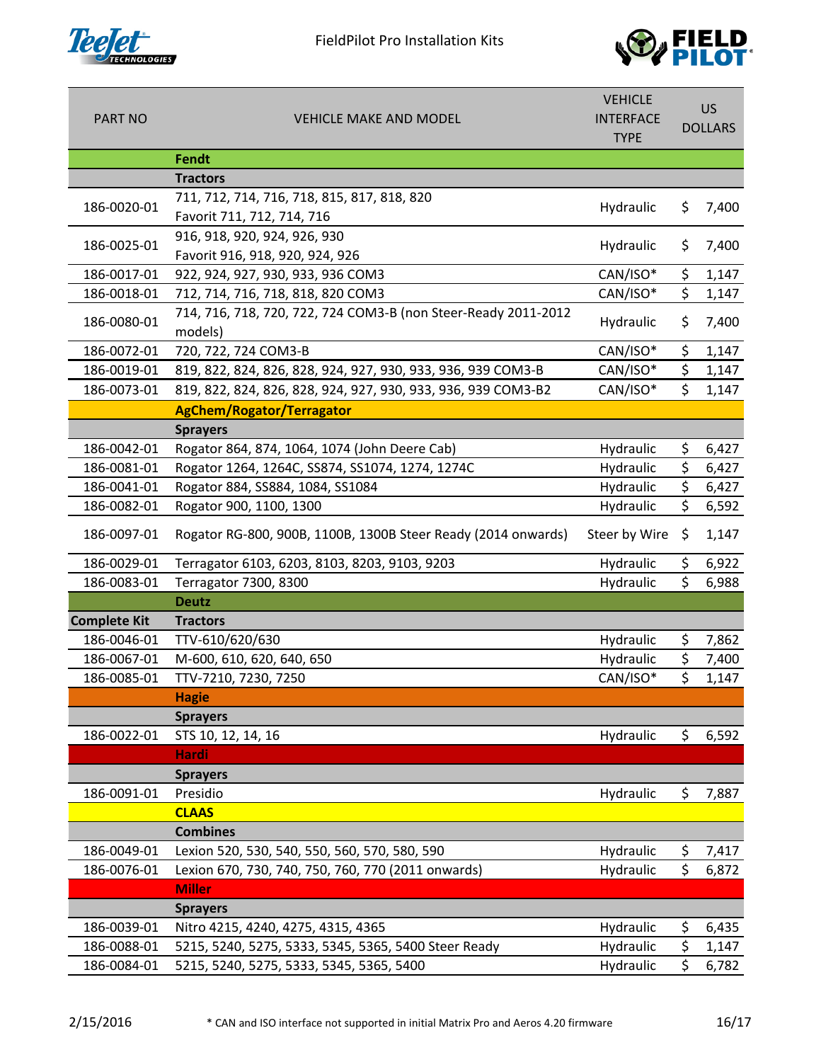FieldPilot Pro Installation Kits

| PART NO | VEHICLE MAKE AND MODEL | VEHICLE INTERFACE TYPE | US DOLLARS |
|---|---|---|---|
| | **Fendt** | | |
| | **Tractors** | | |
| 186-0020-01 | 711, 712, 714, 716, 718, 815, 817, 818, 820<br>Favorit 711, 712, 714, 716 | Hydraulic | $ 7,400 |
| 186-0025-01 | 916, 918, 920, 924, 926, 930<br>Favorit 916, 918, 920, 924, 926 | Hydraulic | $ 7,400 |
| 186-0017-01 | 922, 924, 927, 930, 933, 936 COM3 | CAN/ISO* | $ 1,147 |
| 186-0018-01 | 712, 714, 716, 718, 818, 820 COM3 | CAN/ISO* | $ 1,147 |
| 186-0080-01 | 714, 716, 718, 720, 722, 724 COM3-B (non Steer-Ready 2011-2012 models) | Hydraulic | $ 7,400 |
| 186-0072-01 | 720, 722, 724 COM3-B | CAN/ISO* | $ 1,147 |
| 186-0019-01 | 819, 822, 824, 826, 828, 924, 927, 930, 933, 936, 939 COM3-B | CAN/ISO* | $ 1,147 |
| 186-0073-01 | 819, 822, 824, 826, 828, 924, 927, 930, 933, 936, 939 COM3-B2 | CAN/ISO* | $ 1,147 |
| | **AgChem/Rogator/Terragator** | | |
| | **Sprayers** | | |
| 186-0042-01 | Rogator 864, 874, 1064, 1074 (John Deere Cab) | Hydraulic | $ 6,427 |
| 186-0081-01 | Rogator 1264, 1264C, SS874, SS1074, 1274, 1274C | Hydraulic | $ 6,427 |
| 186-0041-01 | Rogator 884, SS884, 1084, SS1084 | Hydraulic | $ 6,427 |
| 186-0082-01 | Rogator 900, 1100, 1300 | Hydraulic | $ 6,592 |
| 186-0097-01 | Rogator RG-800, 900B, 1100B, 1300B Steer Ready (2014 onwards) | Steer by Wire | $ 1,147 |
| 186-0029-01 | Terragator 6103, 6203, 8103, 8203, 9103, 9203 | Hydraulic | $ 6,922 |
| 186-0083-01 | Terragator 7300, 8300 | Hydraulic | $ 6,988 |
| | **Deutz** | | |
| **Complete Kit** | **Tractors** | | |
| 186-0046-01 | TTV-610/620/630 | Hydraulic | $ 7,862 |
| 186-0067-01 | M-600, 610, 620, 640, 650 | Hydraulic | $ 7,400 |
| 186-0085-01 | TTV-7210, 7230, 7250 | CAN/ISO* | $ 1,147 |
| | **Hagie** | | |
| | **Sprayers** | | |
| 186-0022-01 | STS 10, 12, 14, 16 | Hydraulic | $ 6,592 |
| | **Hardi** | | |
| | **Sprayers** | | |
| 186-0091-01 | Presidio | Hydraulic | $ 7,887 |
| | **CLAAS** | | |
| | **Combines** | | |
| 186-0049-01 | Lexion 520, 530, 540, 550, 560, 570, 580, 590 | Hydraulic | $ 7,417 |
| 186-0076-01 | Lexion 670, 730, 740, 750, 760, 770 (2011 onwards) | Hydraulic | $ 6,872 |
| | **Miller** | | |
| | **Sprayers** | | |
| 186-0039-01 | Nitro 4215, 4240, 4275, 4315, 4365 | Hydraulic | $ 6,435 |
| 186-0088-01 | 5215, 5240, 5275, 5333, 5345, 5365, 5400 Steer Ready | Hydraulic | $ 1,147 |
| 186-0084-01 | 5215, 5240, 5275, 5333, 5345, 5365, 5400 | Hydraulic | $ 6,782 |

2/15/2016

* CAN and ISO interface not supported in initial Matrix Pro and Aeros 4.20 firmware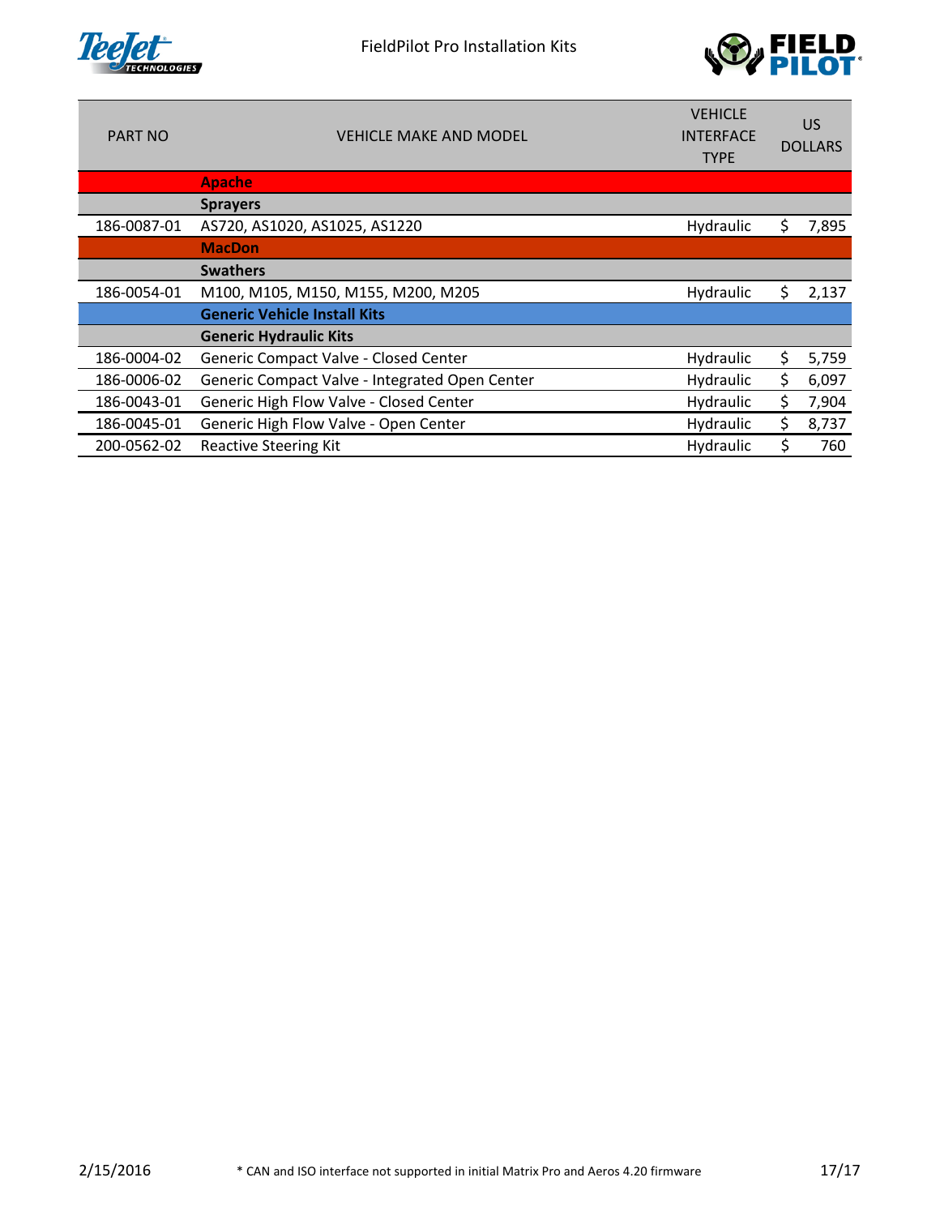FieldPilot Pro Installation Kits

| PART NO | VEHICLE MAKE AND MODEL | VEHICLE INTERFACE TYPE | US DOLLARS |
|---|---|---|---|
| | **Apache** | | |
| | **Sprayers** | | |
| 186-0087-01 | AS720, AS1020, AS1025, AS1220 | Hydraulic | $ 7,895 |
| | **MacDon** | | |
| | **Swathers** | | |
| 186-0054-01 | M100, M105, M150, M155, M200, M205 | Hydraulic | $ 2,137 |
| | **Generic Vehicle Install Kits** | | |
| | **Generic Hydraulic Kits** | | |
| 186-0004-02 | Generic Compact Valve - Closed Center | Hydraulic | $ 5,759 |
| 186-0006-02 | Generic Compact Valve - Integrated Open Center | Hydraulic | $ 6,097 |
| 186-0043-01 | Generic High Flow Valve - Closed Center | Hydraulic | $ 7,904 |
| 186-0045-01 | Generic High Flow Valve - Open Center | Hydraulic | $ 8,737 |
| 200-0562-02 | Reactive Steering Kit | Hydraulic | $ 760 |

2/15/2016

* CAN and ISO interface not supported in initial Matrix Pro and Aeros 4.20 firmware